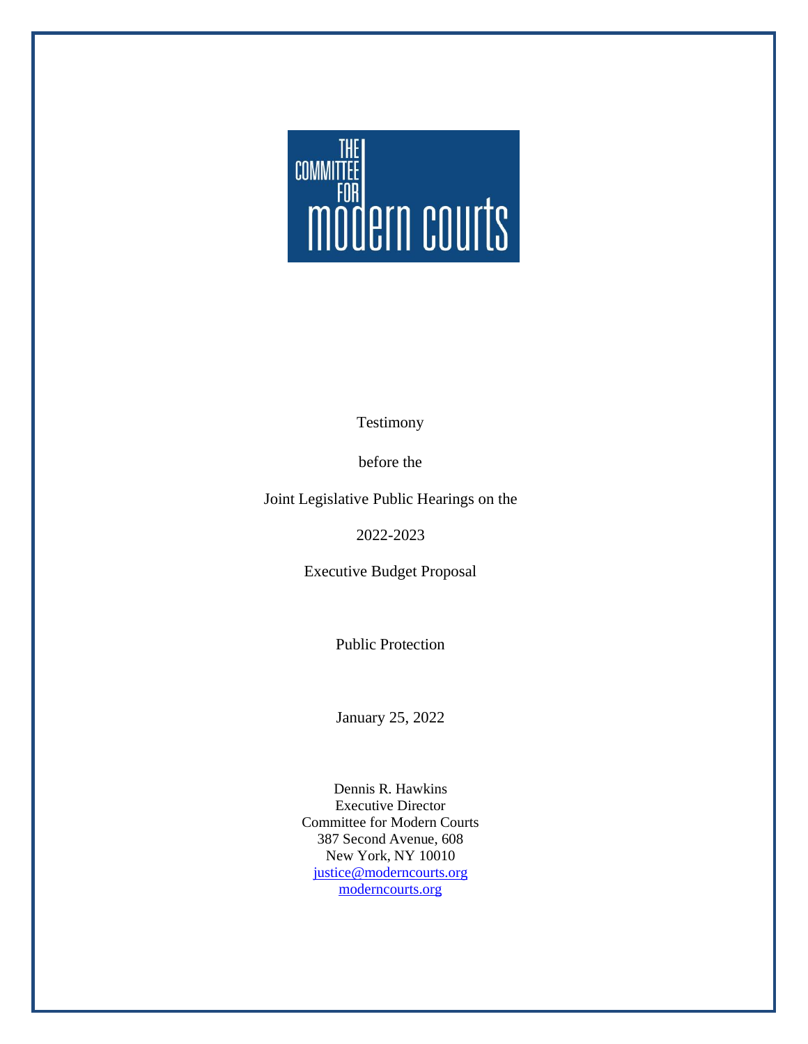THE COMMITTEE FOR modern courts

Testimony

before the

Joint Legislative Public Hearings on the

2022-2023

Executive Budget Proposal

Public Protection

January 25, 2022

Dennis R. Hawkins
Executive Director
Committee for Modern Courts
387 Second Avenue, 608
New York, NY 10010
justice@moderncourts.org
moderncourts.org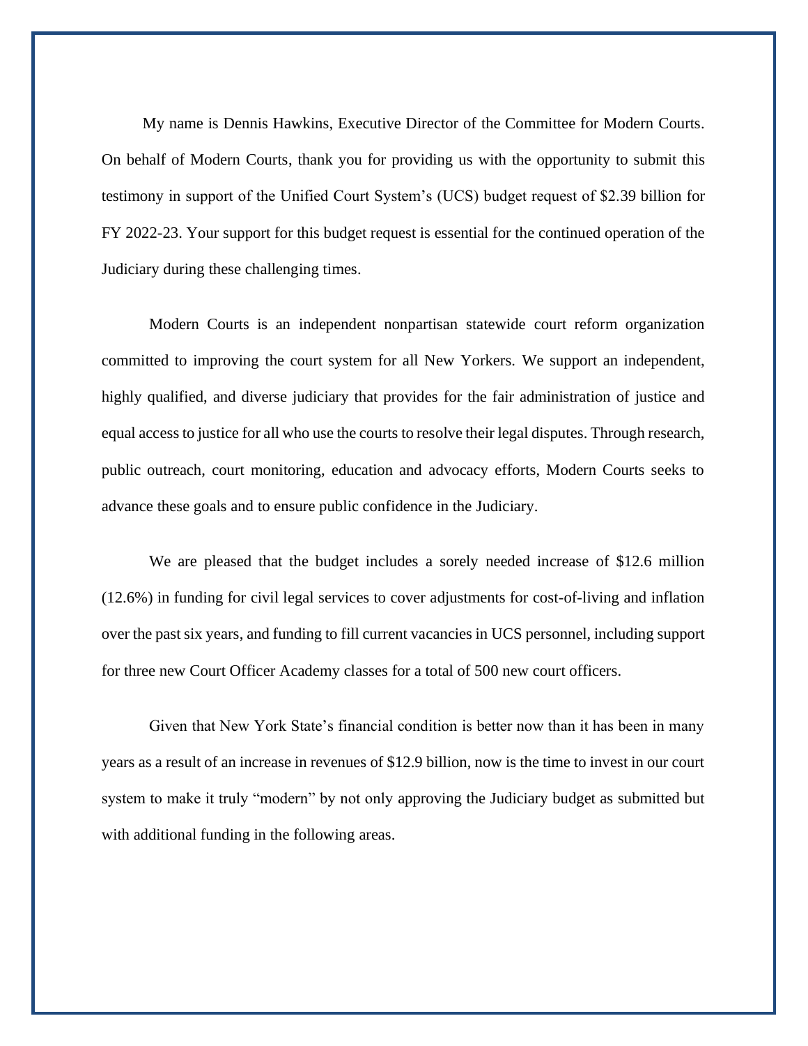My name is Dennis Hawkins, Executive Director of the Committee for Modern Courts. On behalf of Modern Courts, thank you for providing us with the opportunity to submit this testimony in support of the Unified Court System's (UCS) budget request of $2.39 billion for FY 2022-23. Your support for this budget request is essential for the continued operation of the Judiciary during these challenging times.

Modern Courts is an independent nonpartisan statewide court reform organization committed to improving the court system for all New Yorkers. We support an independent, highly qualified, and diverse judiciary that provides for the fair administration of justice and equal access to justice for all who use the courts to resolve their legal disputes. Through research, public outreach, court monitoring, education and advocacy efforts, Modern Courts seeks to advance these goals and to ensure public confidence in the Judiciary.

We are pleased that the budget includes a sorely needed increase of $12.6 million (12.6%) in funding for civil legal services to cover adjustments for cost-of-living and inflation over the past six years, and funding to fill current vacancies in UCS personnel, including support for three new Court Officer Academy classes for a total of 500 new court officers.

Given that New York State's financial condition is better now than it has been in many years as a result of an increase in revenues of $12.9 billion, now is the time to invest in our court system to make it truly "modern" by not only approving the Judiciary budget as submitted but with additional funding in the following areas.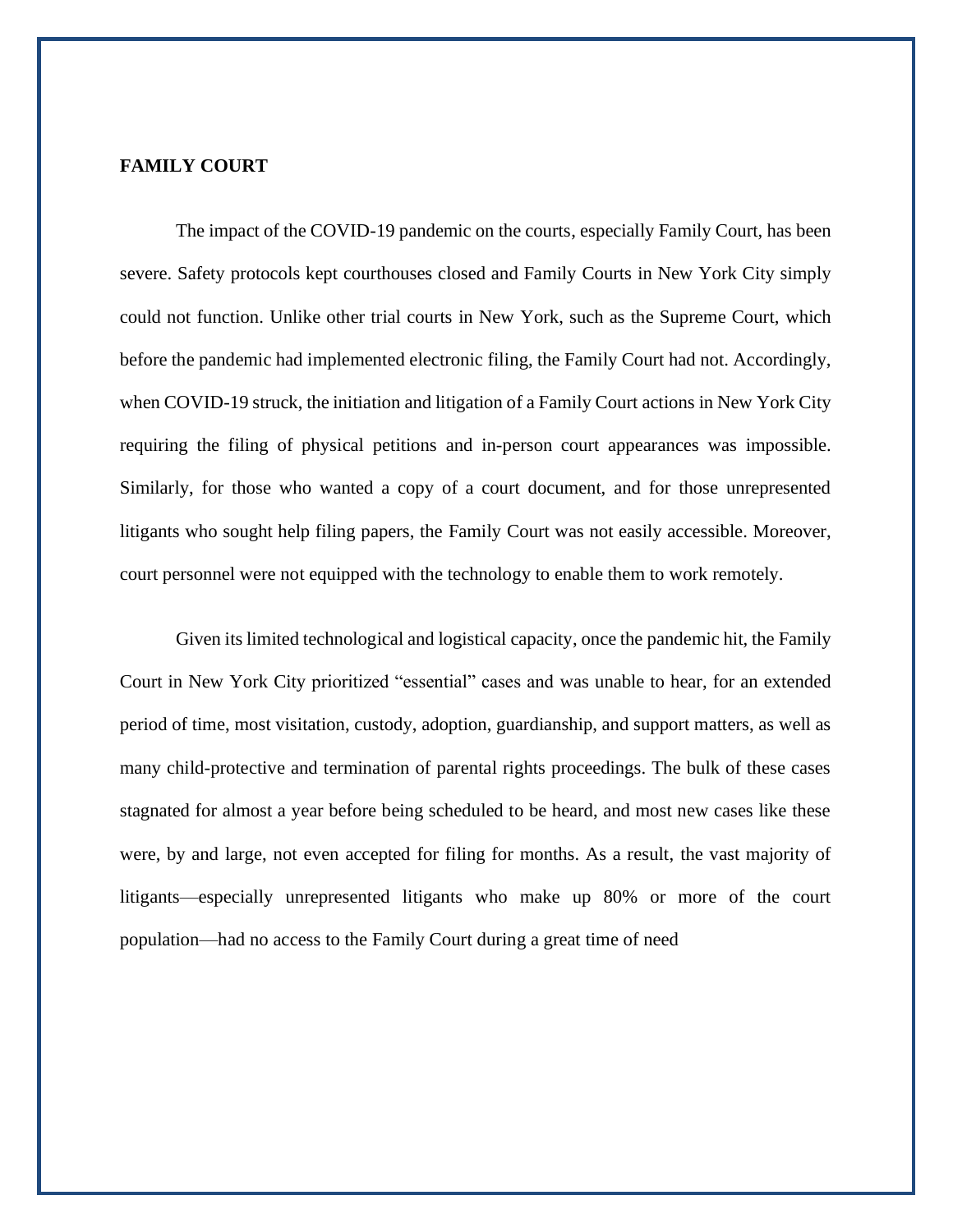**FAMILY COURT**

The impact of the COVID-19 pandemic on the courts, especially Family Court, has been severe. Safety protocols kept courthouses closed and Family Courts in New York City simply could not function. Unlike other trial courts in New York, such as the Supreme Court, which before the pandemic had implemented electronic filing, the Family Court had not. Accordingly, when COVID-19 struck, the initiation and litigation of a Family Court actions in New York City requiring the filing of physical petitions and in-person court appearances was impossible. Similarly, for those who wanted a copy of a court document, and for those unrepresented litigants who sought help filing papers, the Family Court was not easily accessible. Moreover, court personnel were not equipped with the technology to enable them to work remotely.

Given its limited technological and logistical capacity, once the pandemic hit, the Family Court in New York City prioritized "essential" cases and was unable to hear, for an extended period of time, most visitation, custody, adoption, guardianship, and support matters, as well as many child-protective and termination of parental rights proceedings. The bulk of these cases stagnated for almost a year before being scheduled to be heard, and most new cases like these were, by and large, not even accepted for filing for months. As a result, the vast majority of litigants—especially unrepresented litigants who make up 80% or more of the court population—had no access to the Family Court during a great time of need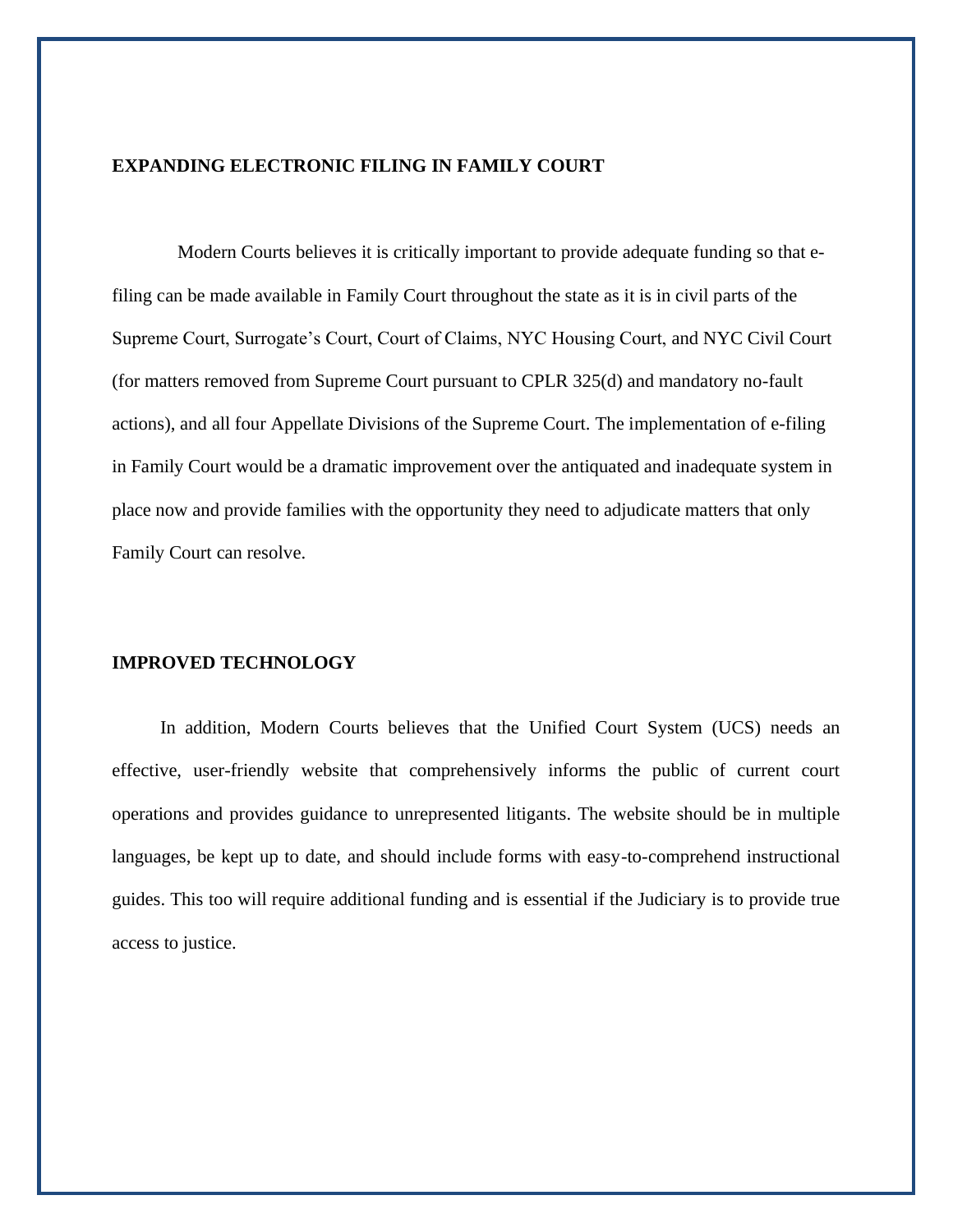**EXPANDING ELECTRONIC FILING IN FAMILY COURT**

Modern Courts believes it is critically important to provide adequate funding so that e-filing can be made available in Family Court throughout the state as it is in civil parts of the Supreme Court, Surrogate's Court, Court of Claims, NYC Housing Court, and NYC Civil Court (for matters removed from Supreme Court pursuant to CPLR 325(d) and mandatory no-fault actions), and all four Appellate Divisions of the Supreme Court. The implementation of e-filing in Family Court would be a dramatic improvement over the antiquated and inadequate system in place now and provide families with the opportunity they need to adjudicate matters that only Family Court can resolve.

**IMPROVED TECHNOLOGY**

In addition, Modern Courts believes that the Unified Court System (UCS) needs an effective, user-friendly website that comprehensively informs the public of current court operations and provides guidance to unrepresented litigants. The website should be in multiple languages, be kept up to date, and should include forms with easy-to-comprehend instructional guides. This too will require additional funding and is essential if the Judiciary is to provide true access to justice.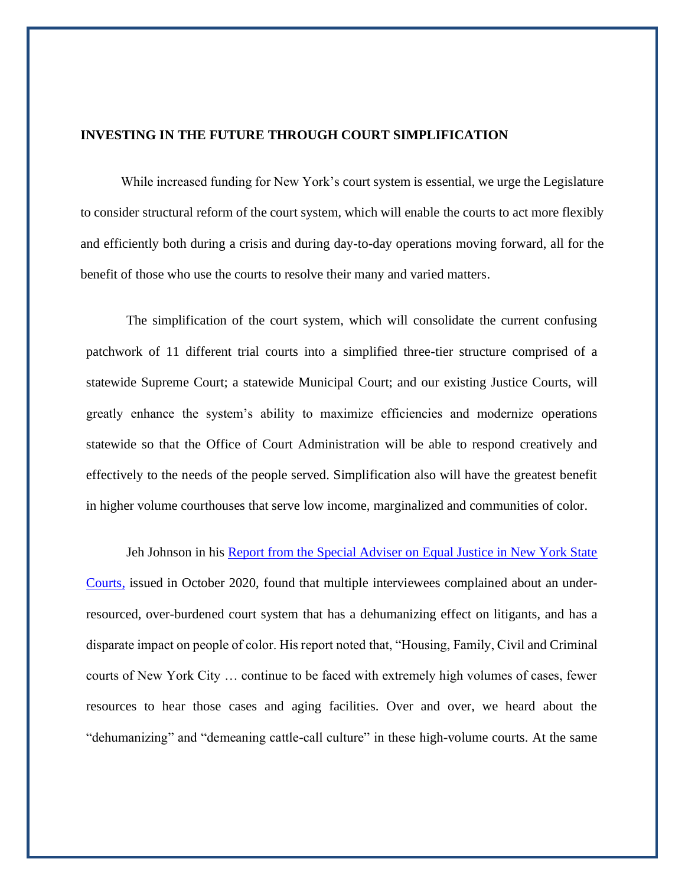**INVESTING IN THE FUTURE THROUGH COURT SIMPLIFICATION**

While increased funding for New York's court system is essential, we urge the Legislature to consider structural reform of the court system, which will enable the courts to act more flexibly and efficiently both during a crisis and during day-to-day operations moving forward, all for the benefit of those who use the courts to resolve their many and varied matters.

The simplification of the court system, which will consolidate the current confusing patchwork of 11 different trial courts into a simplified three-tier structure comprised of a statewide Supreme Court; a statewide Municipal Court; and our existing Justice Courts, will greatly enhance the system's ability to maximize efficiencies and modernize operations statewide so that the Office of Court Administration will be able to respond creatively and effectively to the needs of the people served. Simplification also will have the greatest benefit in higher volume courthouses that serve low income, marginalized and communities of color.

Jeh Johnson in his [Report from the Special Adviser on Equal Justice in New York State Courts,](#) issued in October 2020, found that multiple interviewees complained about an under-resourced, over-burdened court system that has a dehumanizing effect on litigants, and has a disparate impact on people of color. His report noted that, "Housing, Family, Civil and Criminal courts of New York City … continue to be faced with extremely high volumes of cases, fewer resources to hear those cases and aging facilities. Over and over, we heard about the "dehumanizing" and "demeaning cattle-call culture" in these high-volume courts. At the same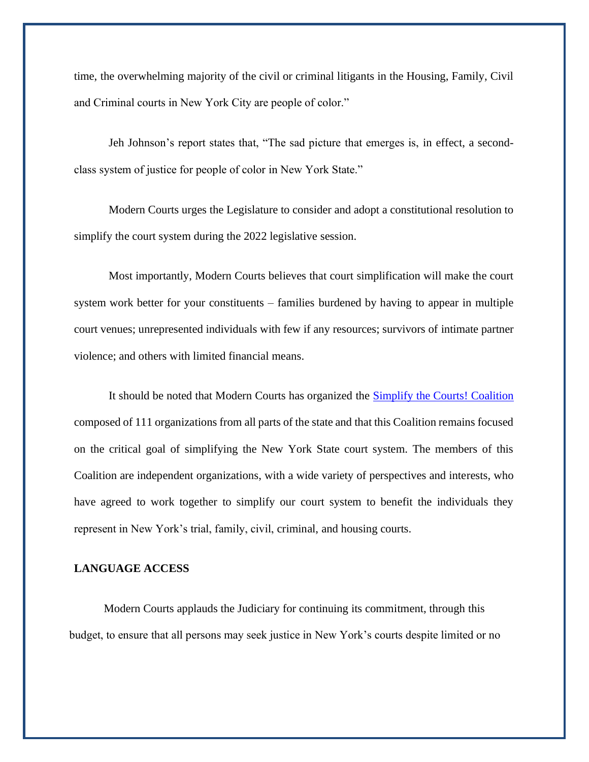time, the overwhelming majority of the civil or criminal litigants in the Housing, Family, Civil and Criminal courts in New York City are people of color."

Jeh Johnson's report states that, "The sad picture that emerges is, in effect, a second-class system of justice for people of color in New York State."

Modern Courts urges the Legislature to consider and adopt a constitutional resolution to simplify the court system during the 2022 legislative session.

Most importantly, Modern Courts believes that court simplification will make the court system work better for your constituents – families burdened by having to appear in multiple court venues; unrepresented individuals with few if any resources; survivors of intimate partner violence; and others with limited financial means.

It should be noted that Modern Courts has organized the Simplify the Courts! Coalition composed of 111 organizations from all parts of the state and that this Coalition remains focused on the critical goal of simplifying the New York State court system. The members of this Coalition are independent organizations, with a wide variety of perspectives and interests, who have agreed to work together to simplify our court system to benefit the individuals they represent in New York's trial, family, civil, criminal, and housing courts.

**LANGUAGE ACCESS**

Modern Courts applauds the Judiciary for continuing its commitment, through this budget, to ensure that all persons may seek justice in New York's courts despite limited or no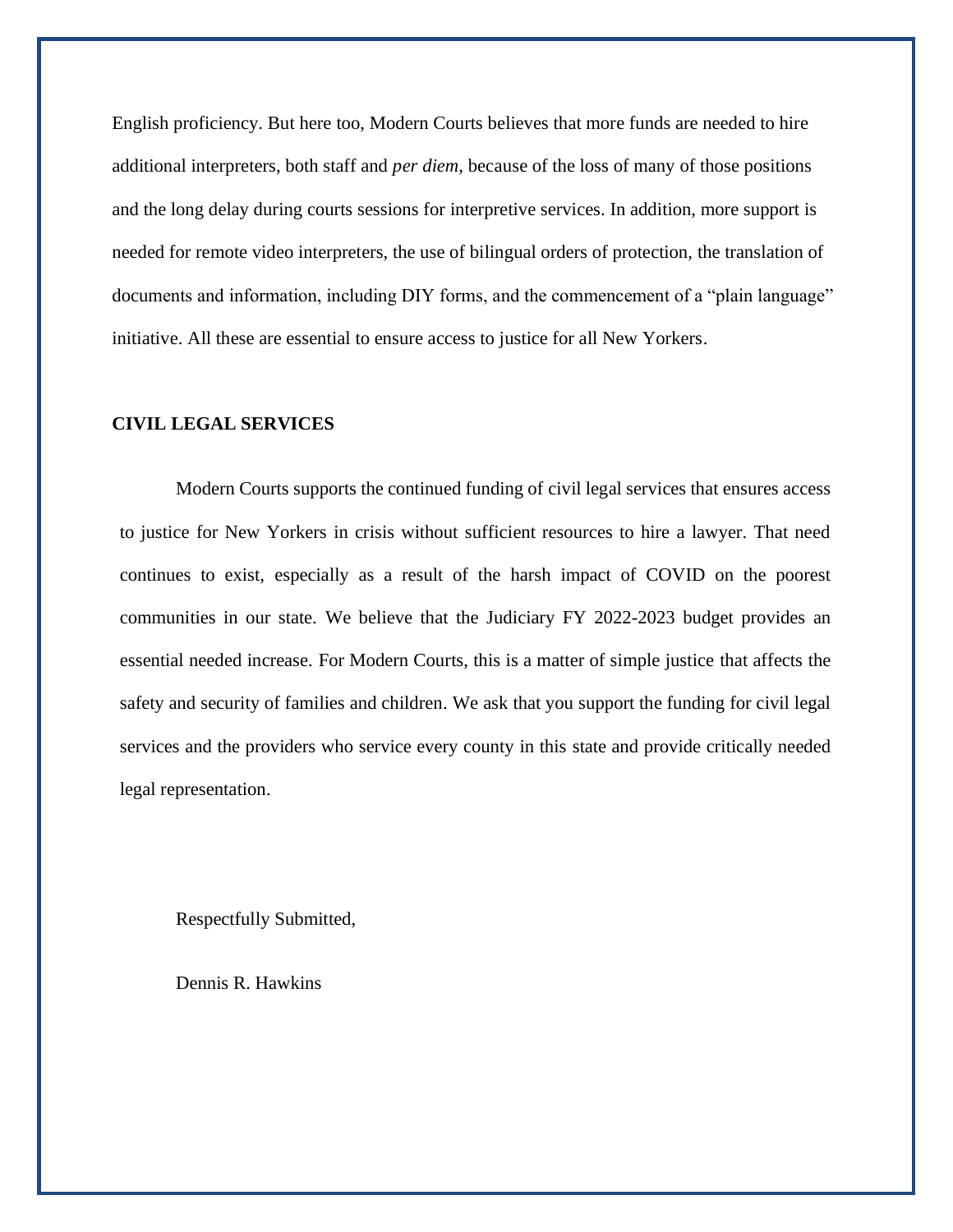English proficiency. But here too, Modern Courts believes that more funds are needed to hire additional interpreters, both staff and *per diem*, because of the loss of many of those positions and the long delay during courts sessions for interpretive services. In addition, more support is needed for remote video interpreters, the use of bilingual orders of protection, the translation of documents and information, including DIY forms, and the commencement of a "plain language" initiative. All these are essential to ensure access to justice for all New Yorkers.

**CIVIL LEGAL SERVICES**

Modern Courts supports the continued funding of civil legal services that ensures access to justice for New Yorkers in crisis without sufficient resources to hire a lawyer. That need continues to exist, especially as a result of the harsh impact of COVID on the poorest communities in our state. We believe that the Judiciary FY 2022-2023 budget provides an essential needed increase. For Modern Courts, this is a matter of simple justice that affects the safety and security of families and children. We ask that you support the funding for civil legal services and the providers who service every county in this state and provide critically needed legal representation.

Respectfully Submitted,

Dennis R. Hawkins